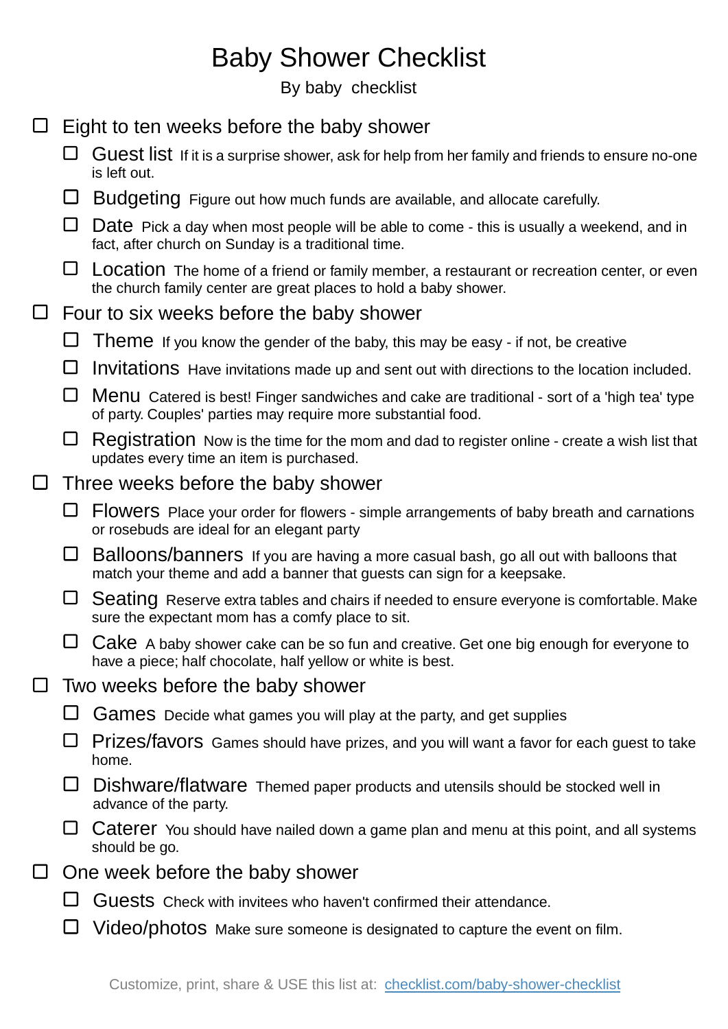# Baby Shower Checklist

By baby  checklist

- [ ] Eight to ten weeks before the baby shower
    - [ ] **Guest list** If it is a surprise shower, ask for help from her family and friends to ensure no-one is left out.
    - [ ] **Budgeting** Figure out how much funds are available, and allocate carefully.
    - [ ] **Date** Pick a day when most people will be able to come - this is usually a weekend, and in fact, after church on Sunday is a traditional time.
    - [ ] **Location** The home of a friend or family member, a restaurant or recreation center, or even the church family center are great places to hold a baby shower.
- [ ] Four to six weeks before the baby shower
    - [ ] **Theme** If you know the gender of the baby, this may be easy - if not, be creative
    - [ ] **Invitations** Have invitations made up and sent out with directions to the location included.
    - [ ] **Menu** Catered is best! Finger sandwiches and cake are traditional - sort of a 'high tea' type of party. Couples' parties may require more substantial food.
    - [ ] **Registration** Now is the time for the mom and dad to register online - create a wish list that updates every time an item is purchased.
- [ ] Three weeks before the baby shower
    - [ ] **Flowers** Place your order for flowers - simple arrangements of baby breath and carnations or rosebuds are ideal for an elegant party
    - [ ] **Balloons/banners** If you are having a more casual bash, go all out with balloons that match your theme and add a banner that guests can sign for a keepsake.
    - [ ] **Seating** Reserve extra tables and chairs if needed to ensure everyone is comfortable. Make sure the expectant mom has a comfy place to sit.
    - [ ] **Cake** A baby shower cake can be so fun and creative. Get one big enough for everyone to have a piece; half chocolate, half yellow or white is best.
- [ ] Two weeks before the baby shower
    - [ ] **Games** Decide what games you will play at the party, and get supplies
    - [ ] **Prizes/favors** Games should have prizes, and you will want a favor for each guest to take home.
    - [ ] **Dishware/flatware** Themed paper products and utensils should be stocked well in advance of the party.
    - [ ] **Caterer** You should have nailed down a game plan and menu at this point, and all systems should be go.
- [ ] One week before the baby shower
    - [ ] **Guests** Check with invitees who haven't confirmed their attendance.
    - [ ] **Video/photos** Make sure someone is designated to capture the event on film.

Customize, print, share & USE this list at: [checklist.com/baby-shower-checklist](https://checklist.com/baby-shower-checklist)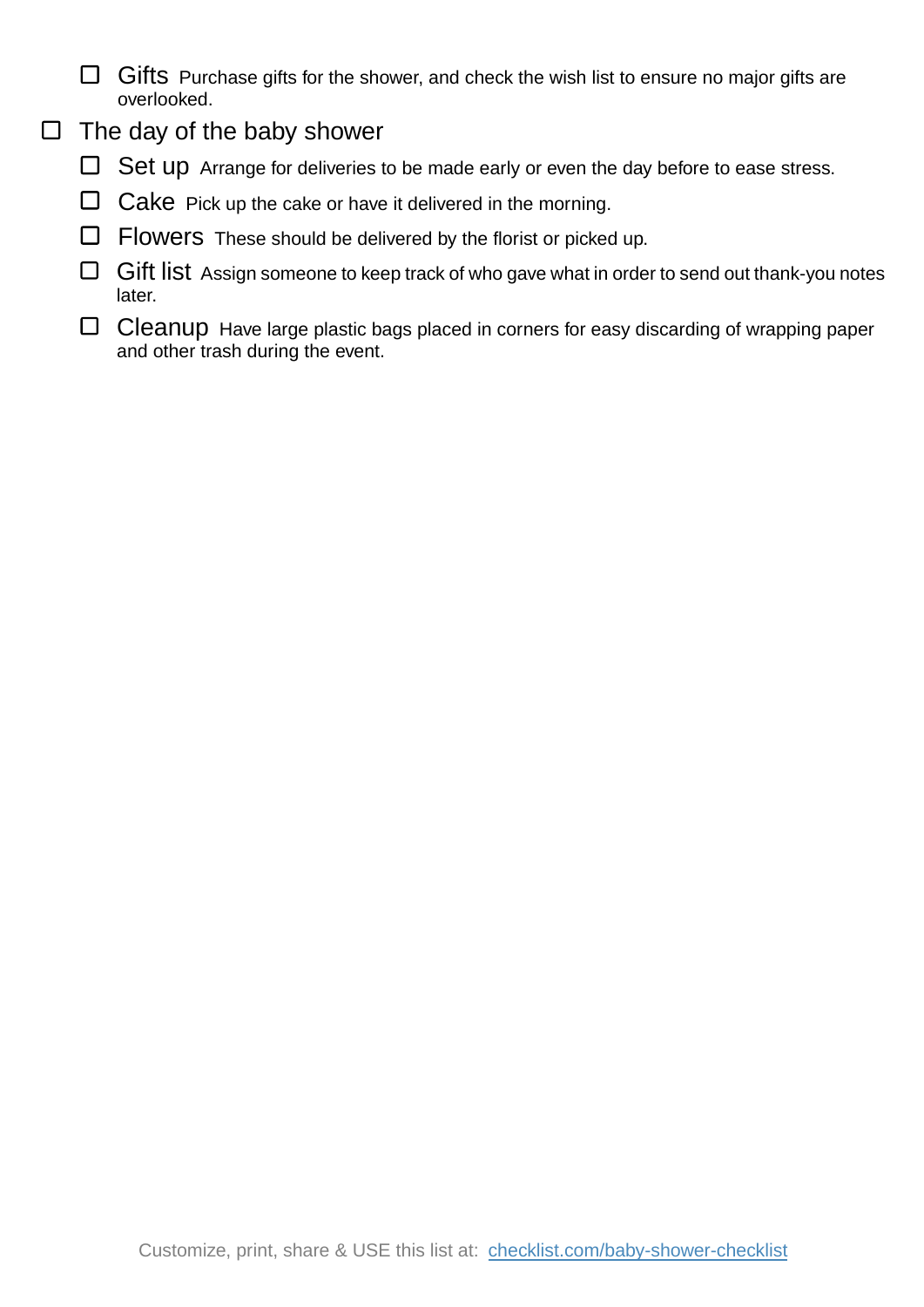- [ ] **Gifts** Purchase gifts for the shower, and check the wish list to ensure no major gifts are overlooked.
- [ ] The day of the baby shower
  - [ ] **Set up** Arrange for deliveries to be made early or even the day before to ease stress.
  - [ ] **Cake** Pick up the cake or have it delivered in the morning.
  - [ ] **Flowers** These should be delivered by the florist or picked up.
  - [ ] **Gift list** Assign someone to keep track of who gave what in order to send out thank-you notes later.
  - [ ] **Cleanup** Have large plastic bags placed in corners for easy discarding of wrapping paper and other trash during the event.

Customize, print, share & USE this list at: [checklist.com/baby-shower-checklist](checklist.com/baby-shower-checklist)